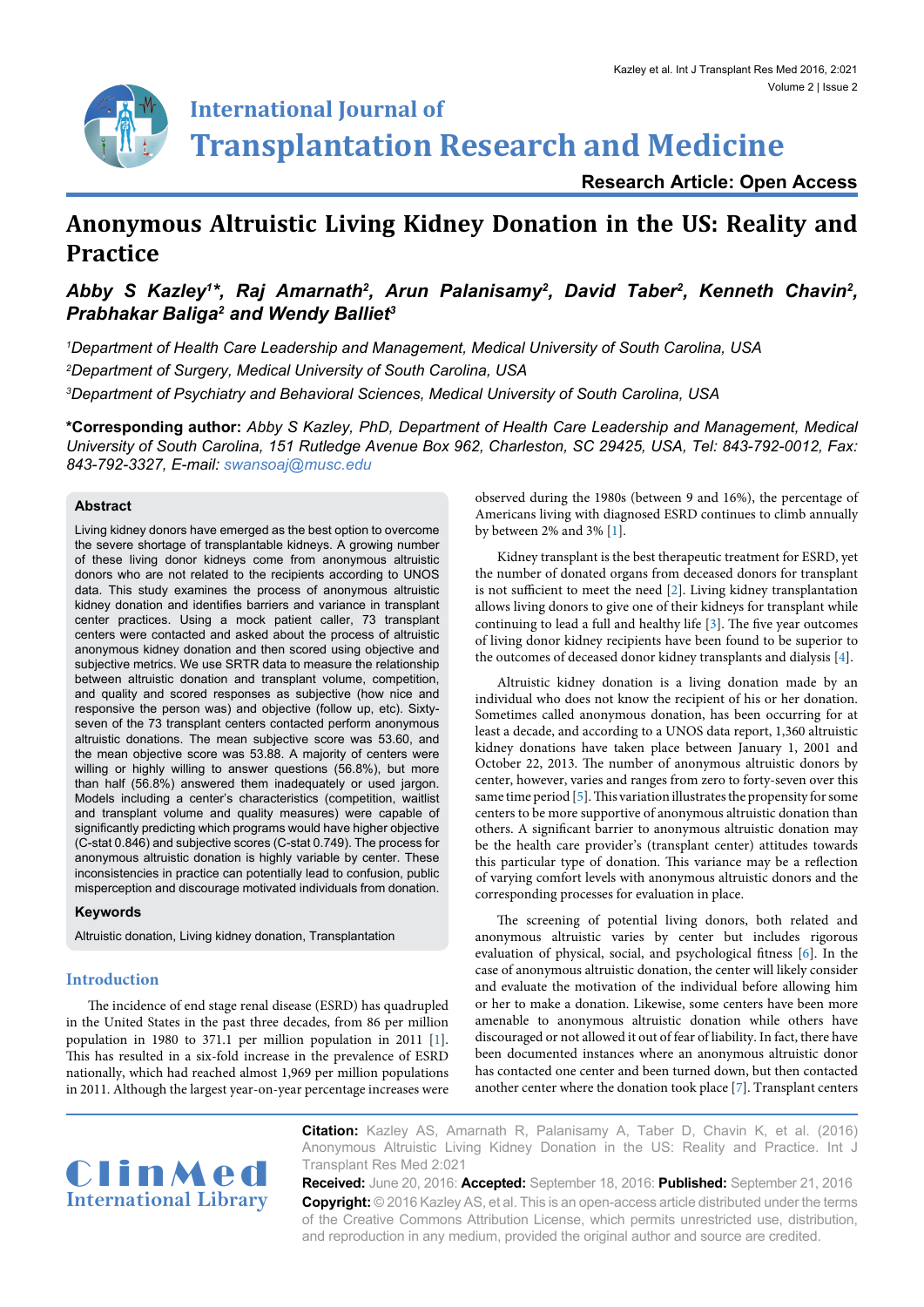Research Article: Open Access

# Anonymous Altruistic Living Kidney Donation in the US: Reality and Practice

***Abby S Kazley[1]\*, Raj Amarnath[2], Arun Palanisamy[2], David Taber[2], Kenneth Chavin[2], Prabhakar Baliga[2] and Wendy Balliet[3]***

*[1]Department of Health Care Leadership and Management, Medical University of South Carolina, USA*

*[2]Department of Surgery, Medical University of South Carolina, USA*

*[3]Department of Psychiatry and Behavioral Sciences, Medical University of South Carolina, USA*

**\*Corresponding author:** *Abby S Kazley, PhD, Department of Health Care Leadership and Management, Medical University of South Carolina, 151 Rutledge Avenue Box 962, Charleston, SC 29425, USA, Tel: 843-792-0012, Fax: 843-792-3327, E-mail: swansoaj@musc.edu*

### Abstract

Living kidney donors have emerged as the best option to overcome the severe shortage of transplantable kidneys. A growing number of these living donor kidneys come from anonymous altruistic donors who are not related to the recipients according to UNOS data. This study examines the process of anonymous altruistic kidney donation and identifies barriers and variance in transplant center practices. Using a mock patient caller, 73 transplant centers were contacted and asked about the process of altruistic anonymous kidney donation and then scored using objective and subjective metrics. We use SRTR data to measure the relationship between altruistic donation and transplant volume, competition, and quality and scored responses as subjective (how nice and responsive the person was) and objective (follow up, etc). Sixty-seven of the 73 transplant centers contacted perform anonymous altruistic donations. The mean subjective score was 53.60, and the mean objective score was 53.88. A majority of centers were willing or highly willing to answer questions (56.8%), but more than half (56.8%) answered them inadequately or used jargon. Models including a center's characteristics (competition, waitlist and transplant volume and quality measures) were capable of significantly predicting which programs would have higher objective (C-stat 0.846) and subjective scores (C-stat 0.749). The process for anonymous altruistic donation is highly variable by center. These inconsistencies in practice can potentially lead to confusion, public misperception and discourage motivated individuals from donation.

### Keywords

Altruistic donation, Living kidney donation, Transplantation

## Introduction

The incidence of end stage renal disease (ESRD) has quadrupled in the United States in the past three decades, from 86 per million population in 1980 to 371.1 per million population in 2011 [1]. This has resulted in a six-fold increase in the prevalence of ESRD nationally, which had reached almost 1,969 per million populations in 2011. Although the largest year-on-year percentage increases were observed during the 1980s (between 9 and 16%), the percentage of Americans living with diagnosed ESRD continues to climb annually by between 2% and 3% [1].

Kidney transplant is the best therapeutic treatment for ESRD, yet the number of donated organs from deceased donors for transplant is not sufficient to meet the need [2]. Living kidney transplantation allows living donors to give one of their kidneys for transplant while continuing to lead a full and healthy life [3]. The five year outcomes of living donor kidney recipients have been found to be superior to the outcomes of deceased donor kidney transplants and dialysis [4].

Altruistic kidney donation is a living donation made by an individual who does not know the recipient of his or her donation. Sometimes called anonymous donation, has been occurring for at least a decade, and according to a UNOS data report, 1,360 altruistic kidney donations have taken place between January 1, 2001 and October 22, 2013. The number of anonymous altruistic donors by center, however, varies and ranges from zero to forty-seven over this same time period [5]. This variation illustrates the propensity for some centers to be more supportive of anonymous altruistic donation than others. A significant barrier to anonymous altruistic donation may be the health care provider's (transplant center) attitudes towards this particular type of donation. This variance may be a reflection of varying comfort levels with anonymous altruistic donors and the corresponding processes for evaluation in place.

The screening of potential living donors, both related and anonymous altruistic varies by center but includes rigorous evaluation of physical, social, and psychological fitness [6]. In the case of anonymous altruistic donation, the center will likely consider and evaluate the motivation of the individual before allowing him or her to make a donation. Likewise, some centers have been more amenable to anonymous altruistic donation while others have discouraged or not allowed it out of fear of liability. In fact, there have been documented instances where an anonymous altruistic donor has contacted one center and been turned down, but then contacted another center where the donation took place [7]. Transplant centers

**Citation:** Kazley AS, Amarnath R, Palanisamy A, Taber D, Chavin K, et al. (2016) Anonymous Altruistic Living Kidney Donation in the US: Reality and Practice. Int J Transplant Res Med 2:021

**Received:** June 20, 2016: **Accepted:** September 18, 2016: **Published:** September 21, 2016

**Copyright:** © 2016 Kazley AS, et al. This is an open-access article distributed under the terms of the Creative Commons Attribution License, which permits unrestricted use, distribution, and reproduction in any medium, provided the original author and source are credited.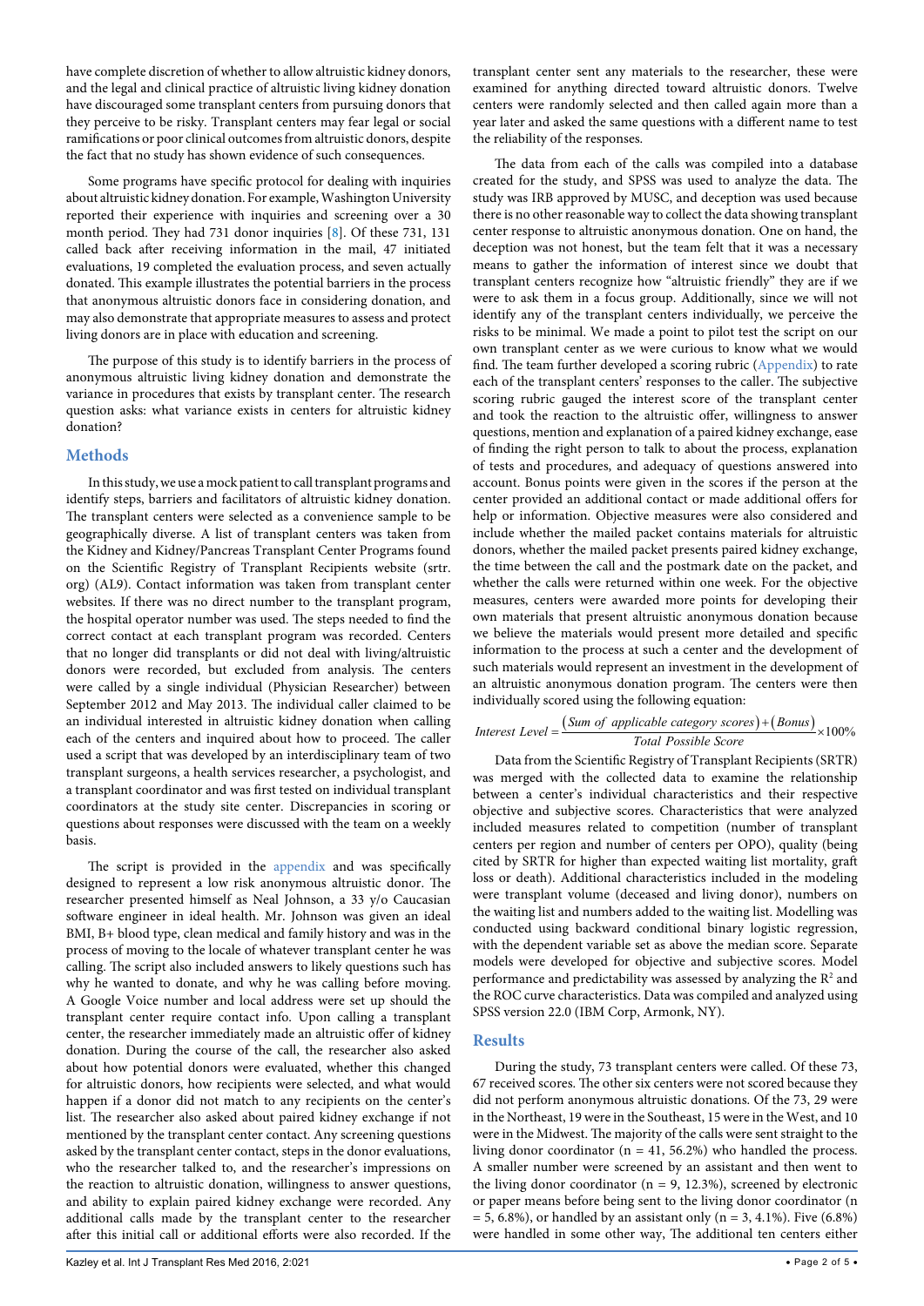have complete discretion of whether to allow altruistic kidney donors, and the legal and clinical practice of altruistic living kidney donation have discouraged some transplant centers from pursuing donors that they perceive to be risky. Transplant centers may fear legal or social ramifications or poor clinical outcomes from altruistic donors, despite the fact that no study has shown evidence of such consequences.

Some programs have specific protocol for dealing with inquiries about altruistic kidney donation. For example, Washington University reported their experience with inquiries and screening over a 30 month period. They had 731 donor inquiries [8]. Of these 731, 131 called back after receiving information in the mail, 47 initiated evaluations, 19 completed the evaluation process, and seven actually donated. This example illustrates the potential barriers in the process that anonymous altruistic donors face in considering donation, and may also demonstrate that appropriate measures to assess and protect living donors are in place with education and screening.

The purpose of this study is to identify barriers in the process of anonymous altruistic living kidney donation and demonstrate the variance in procedures that exists by transplant center. The research question asks: what variance exists in centers for altruistic kidney donation?

## Methods

In this study, we use a mock patient to call transplant programs and identify steps, barriers and facilitators of altruistic kidney donation. The transplant centers were selected as a convenience sample to be geographically diverse. A list of transplant centers was taken from the Kidney and Kidney/Pancreas Transplant Center Programs found on the Scientific Registry of Transplant Recipients website (srtr.org) (AL9). Contact information was taken from transplant center websites. If there was no direct number to the transplant program, the hospital operator number was used. The steps needed to find the correct contact at each transplant program was recorded. Centers that no longer did transplants or did not deal with living/altruistic donors were recorded, but excluded from analysis. The centers were called by a single individual (Physician Researcher) between September 2012 and May 2013. The individual caller claimed to be an individual interested in altruistic kidney donation when calling each of the centers and inquired about how to proceed. The caller used a script that was developed by an interdisciplinary team of two transplant surgeons, a health services researcher, a psychologist, and a transplant coordinator and was first tested on individual transplant coordinators at the study site center. Discrepancies in scoring or questions about responses were discussed with the team on a weekly basis.

The script is provided in the appendix and was specifically designed to represent a low risk anonymous altruistic donor. The researcher presented himself as Neal Johnson, a 33 y/o Caucasian software engineer in ideal health. Mr. Johnson was given an ideal BMI, B+ blood type, clean medical and family history and was in the process of moving to the locale of whatever transplant center he was calling. The script also included answers to likely questions such has why he wanted to donate, and why he was calling before moving. A Google Voice number and local address were set up should the transplant center require contact info. Upon calling a transplant center, the researcher immediately made an altruistic offer of kidney donation. During the course of the call, the researcher also asked about how potential donors were evaluated, whether this changed for altruistic donors, how recipients were selected, and what would happen if a donor did not match to any recipients on the center's list. The researcher also asked about paired kidney exchange if not mentioned by the transplant center contact. Any screening questions asked by the transplant center contact, steps in the donor evaluations, who the researcher talked to, and the researcher's impressions on the reaction to altruistic donation, willingness to answer questions, and ability to explain paired kidney exchange were recorded. Any additional calls made by the transplant center to the researcher after this initial call or additional efforts were also recorded. If the transplant center sent any materials to the researcher, these were examined for anything directed toward altruistic donors. Twelve centers were randomly selected and then called again more than a year later and asked the same questions with a different name to test the reliability of the responses.

The data from each of the calls was compiled into a database created for the study, and SPSS was used to analyze the data. The study was IRB approved by MUSC, and deception was used because there is no other reasonable way to collect the data showing transplant center response to altruistic anonymous donation. One on hand, the deception was not honest, but the team felt that it was a necessary means to gather the information of interest since we doubt that transplant centers recognize how "altruistic friendly" they are if we were to ask them in a focus group. Additionally, since we will not identify any of the transplant centers individually, we perceive the risks to be minimal. We made a point to pilot test the script on our own transplant center as we were curious to know what we would find. The team further developed a scoring rubric (Appendix) to rate each of the transplant centers' responses to the caller. The subjective scoring rubric gauged the interest score of the transplant center and took the reaction to the altruistic offer, willingness to answer questions, mention and explanation of a paired kidney exchange, ease of finding the right person to talk to about the process, explanation of tests and procedures, and adequacy of questions answered into account. Bonus points were given in the scores if the person at the center provided an additional contact or made additional offers for help or information. Objective measures were also considered and include whether the mailed packet contains materials for altruistic donors, whether the mailed packet presents paired kidney exchange, the time between the call and the postmark date on the packet, and whether the calls were returned within one week. For the objective measures, centers were awarded more points for developing their own materials that present altruistic anonymous donation because we believe the materials would present more detailed and specific information to the process at such a center and the development of such materials would represent an investment in the development of an altruistic anonymous donation program. The centers were then individually scored using the following equation:

$$Interest\ Level = \frac{(Sum\ of\ applicable\ category\ scores) + (Bonus)}{Total\ Possible\ Score} \times 100\%$$

Data from the Scientific Registry of Transplant Recipients (SRTR) was merged with the collected data to examine the relationship between a center's individual characteristics and their respective objective and subjective scores. Characteristics that were analyzed included measures related to competition (number of transplant centers per region and number of centers per OPO), quality (being cited by SRTR for higher than expected waiting list mortality, graft loss or death). Additional characteristics included in the modeling were transplant volume (deceased and living donor), numbers on the waiting list and numbers added to the waiting list. Modelling was conducted using backward conditional binary logistic regression, with the dependent variable set as above the median score. Separate models were developed for objective and subjective scores. Model performance and predictability was assessed by analyzing the $R^2$ and the ROC curve characteristics. Data was compiled and analyzed using SPSS version 22.0 (IBM Corp, Armonk, NY).

## Results

During the study, 73 transplant centers were called. Of these 73, 67 received scores. The other six centers were not scored because they did not perform anonymous altruistic donations. Of the 73, 29 were in the Northeast, 19 were in the Southeast, 15 were in the West, and 10 were in the Midwest. The majority of the calls were sent straight to the living donor coordinator (n = 41, 56.2%) who handled the process. A smaller number were screened by an assistant and then went to the living donor coordinator (n = 9, 12.3%), screened by electronic or paper means before being sent to the living donor coordinator (n = 5, 6.8%), or handled by an assistant only (n = 3, 4.1%). Five (6.8%) were handled in some other way, The additional ten centers either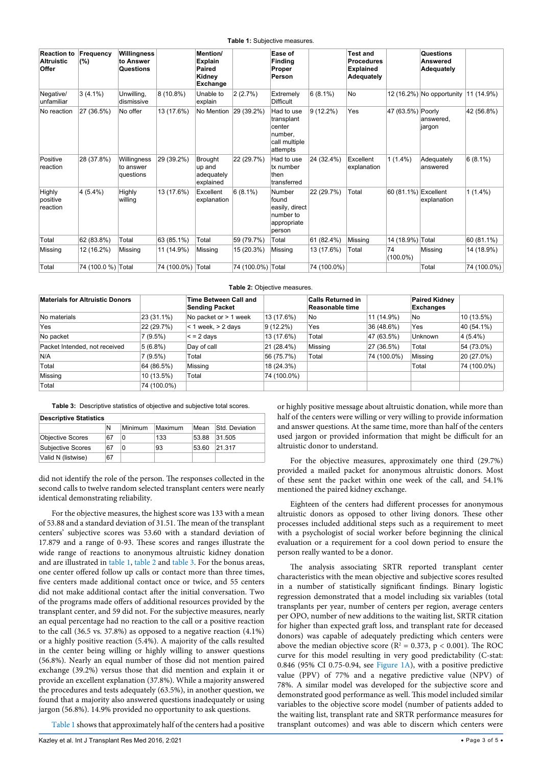**Table 1:** Subjective measures.

| Reaction to Altruistic Offer | Frequency (%) | Willingness to Answer Questions | | Mention/ Explain Paired Kidney Exchange | | Ease of Finding Proper Person | | Test and Procedures Explained Adequately | | Questions Answered Adequately | |
|---|---|---|---|---|---|---|---|---|---|---|---|
| Negative/ unfamiliar | 3 (4.1%) | Unwilling, dismissive | 8 (10.8%) | Unable to explain | 2 (2.7%) | Extremely Difficult | 6 (8.1%) | No | 12 (16.2%) | No opportunity | 11 (14.9%) |
| No reaction | 27 (36.5%) | No offer | 13 (17.6%) | No Mention | 29 (39.2%) | Had to use transplant center number, call multiple attempts | 9 (12.2%) | Yes | 47 (63.5%) | Poorly answered, jargon | 42 (56.8%) |
| Positive reaction | 28 (37.8%) | Willingness to answer questions | 29 (39.2%) | Brought up and adequately explained | 22 (29.7%) | Had to use tx number then transferred | 24 (32.4%) | Excellent explanation | 1 (1.4%) | Adequately answered | 6 (8.1%) |
| Highly positive reaction | 4 (5.4%) | Highly willing | 13 (17.6%) | Excellent explanation | 6 (8.1%) | Number found easily, direct number to appropriate person | 22 (29.7%) | Total | 60 (81.1%) | Excellent explanation | 1 (1.4%) |
| Total | 62 (83.8%) | Total | 63 (85.1%) | Total | 59 (79.7%) | Total | 61 (82.4%) | Missing | 14 (18.9%) | Total | 60 (81.1%) |
| Missing | 12 (16.2%) | Missing | 11 (14.9%) | Missing | 15 (20.3%) | Missing | 13 (17.6%) | Total | 74 (100.0%) | Missing | 14 (18.9%) |
| Total | 74 (100.0 %) | Total | 74 (100.0%) | Total | 74 (100.0%) | Total | 74 (100.0%) | | | Total | 74 (100.0%) |

**Table 2:** Objective measures.

| Materials for Altruistic Donors | | Time Between Call and Sending Packet | | Calls Returned in Reasonable time | | Paired Kidney Exchanges | |
|---|---|---|---|---|---|---|---|
| No materials | 23 (31.1%) | No packet or > 1 week | 13 (17.6%) | No | 11 (14.9%) | No | 10 (13.5%) |
| Yes | 22 (29.7%) | < 1 week, > 2 days | 9 (12.2%) | Yes | 36 (48.6%) | Yes | 40 (54.1%) |
| No packet | 7 (9.5%) | <= 2 days | 13 (17.6%) | Total | 47 (63.5%) | Unknown | 4 (5.4%) |
| Packet Intended, not received | 5 (6.8%) | Day of call | 21 (28.4%) | Missing | 27 (36.5%) | Total | 54 (73.0%) |
| N/A | 7 (9.5%) | Total | 56 (75.7%) | Total | 74 (100.0%) | Missing | 20 (27.0%) |
| Total | 64 (86.5%) | Missing | 18 (24.3%) | | | Total | 74 (100.0%) |
| Missing | 10 (13.5%) | Total | 74 (100.0%) | | | | |
| Total | 74 (100.0%) | | | | | | |

**Table 3:** Descriptive statistics of objective and subjective total scores.

| Descriptive Statistics | | | | | |
|---|---|---|---|---|---|
| | N | Minimum | Maximum | Mean | Std. Deviation |
| Objective Scores | 67 | 0 | 133 | 53.88 | 31.505 |
| Subjective Scores | 67 | 0 | 93 | 53.60 | 21.317 |
| Valid N (listwise) | 67 | | | | |

did not identify the role of the person. The responses collected in the second calls to twelve random selected transplant centers were nearly identical demonstrating reliability.

For the objective measures, the highest score was 133 with a mean of 53.88 and a standard deviation of 31.51. The mean of the transplant centers' subjective scores was 53.60 with a standard deviation of 17.879 and a range of 0-93. These scores and ranges illustrate the wide range of reactions to anonymous altruistic kidney donation and are illustrated in table 1, table 2 and table 3. For the bonus areas, one center offered follow up calls or contact more than three times, five centers made additional contact once or twice, and 55 centers did not make additional contact after the initial conversation. Two of the programs made offers of additional resources provided by the transplant center, and 59 did not. For the subjective measures, nearly an equal percentage had no reaction to the call or a positive reaction to the call (36.5 vs. 37.8%) as opposed to a negative reaction (4.1%) or a highly positive reaction (5.4%). A majority of the calls resulted in the center being willing or highly willing to answer questions (56.8%). Nearly an equal number of those did not mention paired exchange (39.2%) versus those that did mention and explain it or provide an excellent explanation (37.8%). While a majority answered the procedures and tests adequately (63.5%), in another question, we found that a majority also answered questions inadequately or using jargon (56.8%). 14.9% provided no opportunity to ask questions.

Table 1 shows that approximately half of the centers had a positive or highly positive message about altruistic donation, while more than half of the centers were willing or very willing to provide information and answer questions. At the same time, more than half of the centers used jargon or provided information that might be difficult for an altruistic donor to understand.

For the objective measures, approximately one third (29.7%) provided a mailed packet for anonymous altruistic donors. Most of these sent the packet within one week of the call, and 54.1% mentioned the paired kidney exchange.

Eighteen of the centers had different processes for anonymous altruistic donors as opposed to other living donors. These other processes included additional steps such as a requirement to meet with a psychologist of social worker before beginning the clinical evaluation or a requirement for a cool down period to ensure the person really wanted to be a donor.

The analysis associating SRTR reported transplant center characteristics with the mean objective and subjective scores resulted in a number of statistically significant findings. Binary logistic regression demonstrated that a model including six variables (total transplants per year, number of centers per region, average centers per OPO, number of new additions to the waiting list, SRTR citation for higher than expected graft loss, and transplant rate for deceased donors) was capable of adequately predicting which centers were above the median objective score ($R^2 = 0.373$, $p < 0.001$). The ROC curve for this model resulting in very good predictability (C-stat: 0.846 (95% CI 0.75-0.94, see Figure 1A), with a positive predictive value (PPV) of 77% and a negative predictive value (NPV) of 78%. A similar model was developed for the subjective score and demonstrated good performance as well. This model included similar variables to the objective score model (number of patients added to the waiting list, transplant rate and SRTR performance measures for transplant outcomes) and was able to discern which centers were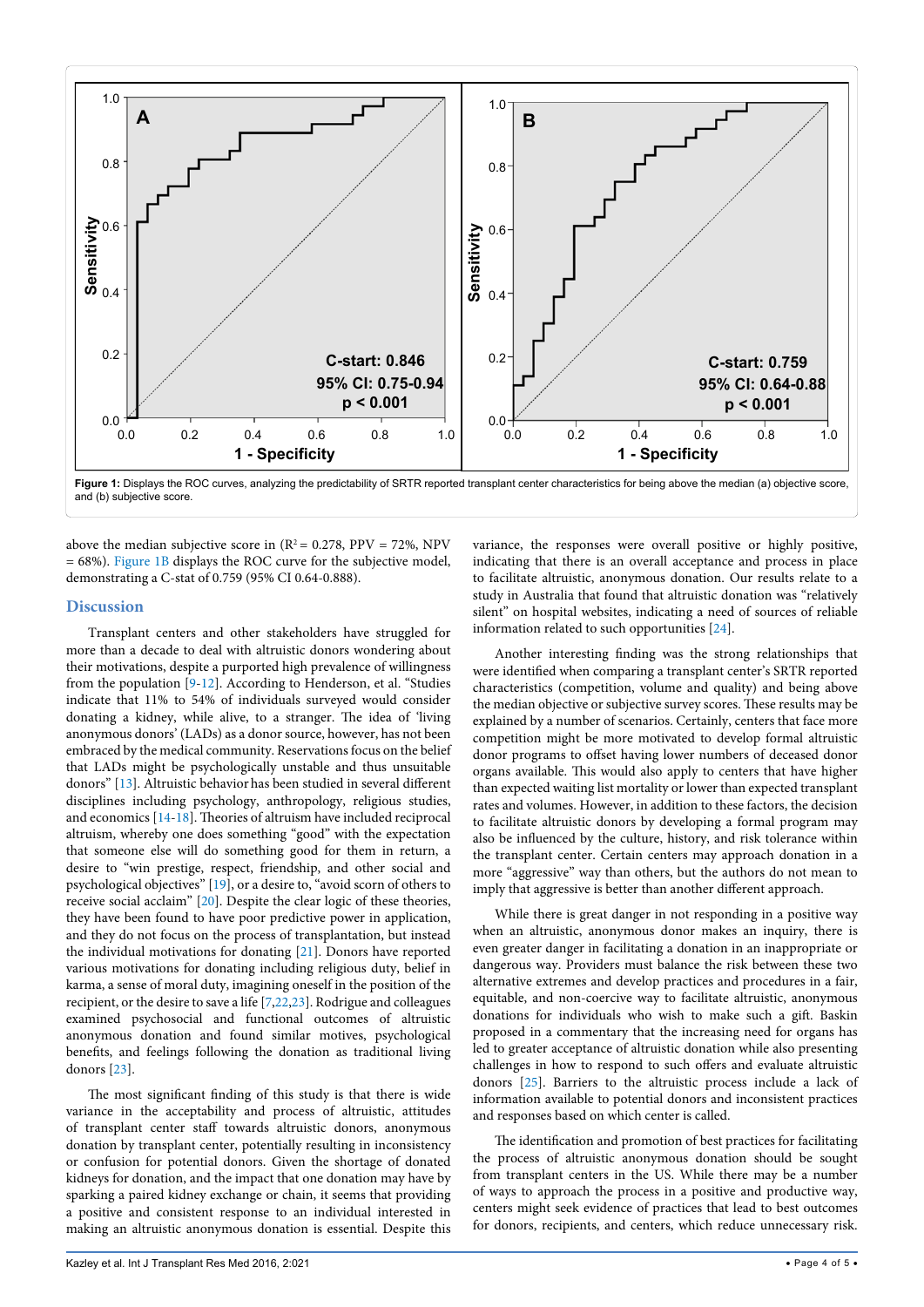Figure 1: Displays the ROC curves, analyzing the predictability of SRTR reported transplant center characteristics for being above the median (a) objective score, and (b) subjective score.

above the median subjective score in ($R^2$ = 0.278, PPV = 72%, NPV = 68%). Figure 1B displays the ROC curve for the subjective model, demonstrating a C-stat of 0.759 (95% CI 0.64-0.888).

## Discussion

Transplant centers and other stakeholders have struggled for more than a decade to deal with altruistic donors wondering about their motivations, despite a purported high prevalence of willingness from the population [9-12]. According to Henderson, et al. "Studies indicate that 11% to 54% of individuals surveyed would consider donating a kidney, while alive, to a stranger. The idea of 'living anonymous donors' (LADs) as a donor source, however, has not been embraced by the medical community. Reservations focus on the belief that LADs might be psychologically unstable and thus unsuitable donors" [13]. Altruistic behavior has been studied in several different disciplines including psychology, anthropology, religious studies, and economics [14-18]. Theories of altruism have included reciprocal altruism, whereby one does something "good" with the expectation that someone else will do something good for them in return, a desire to "win prestige, respect, friendship, and other social and psychological objectives" [19], or a desire to, "avoid scorn of others to receive social acclaim" [20]. Despite the clear logic of these theories, they have been found to have poor predictive power in application, and they do not focus on the process of transplantation, but instead the individual motivations for donating [21]. Donors have reported various motivations for donating including religious duty, belief in karma, a sense of moral duty, imagining oneself in the position of the recipient, or the desire to save a life [7,22,23]. Rodrigue and colleagues examined psychosocial and functional outcomes of altruistic anonymous donation and found similar motives, psychological benefits, and feelings following the donation as traditional living donors [23].

The most significant finding of this study is that there is wide variance in the acceptability and process of altruistic, attitudes of transplant center staff towards altruistic donors, anonymous donation by transplant center, potentially resulting in inconsistency or confusion for potential donors. Given the shortage of donated kidneys for donation, and the impact that one donation may have by sparking a paired kidney exchange or chain, it seems that providing a positive and consistent response to an individual interested in making an altruistic anonymous donation is essential. Despite this variance, the responses were overall positive or highly positive, indicating that there is an overall acceptance and process in place to facilitate altruistic, anonymous donation. Our results relate to a study in Australia that found that altruistic donation was "relatively silent" on hospital websites, indicating a need of sources of reliable information related to such opportunities [24].

Another interesting finding was the strong relationships that were identified when comparing a transplant center's SRTR reported characteristics (competition, volume and quality) and being above the median objective or subjective survey scores. These results may be explained by a number of scenarios. Certainly, centers that face more competition might be more motivated to develop formal altruistic donor programs to offset having lower numbers of deceased donor organs available. This would also apply to centers that have higher than expected waiting list mortality or lower than expected transplant rates and volumes. However, in addition to these factors, the decision to facilitate altruistic donors by developing a formal program may also be influenced by the culture, history, and risk tolerance within the transplant center. Certain centers may approach donation in a more "aggressive" way than others, but the authors do not mean to imply that aggressive is better than another different approach.

While there is great danger in not responding in a positive way when an altruistic, anonymous donor makes an inquiry, there is even greater danger in facilitating a donation in an inappropriate or dangerous way. Providers must balance the risk between these two alternative extremes and develop practices and procedures in a fair, equitable, and non-coercive way to facilitate altruistic, anonymous donations for individuals who wish to make such a gift. Baskin proposed in a commentary that the increasing need for organs has led to greater acceptance of altruistic donation while also presenting challenges in how to respond to such offers and evaluate altruistic donors [25]. Barriers to the altruistic process include a lack of information available to potential donors and inconsistent practices and responses based on which center is called.

The identification and promotion of best practices for facilitating the process of altruistic anonymous donation should be sought from transplant centers in the US. While there may be a number of ways to approach the process in a positive and productive way, centers might seek evidence of practices that lead to best outcomes for donors, recipients, and centers, which reduce unnecessary risk.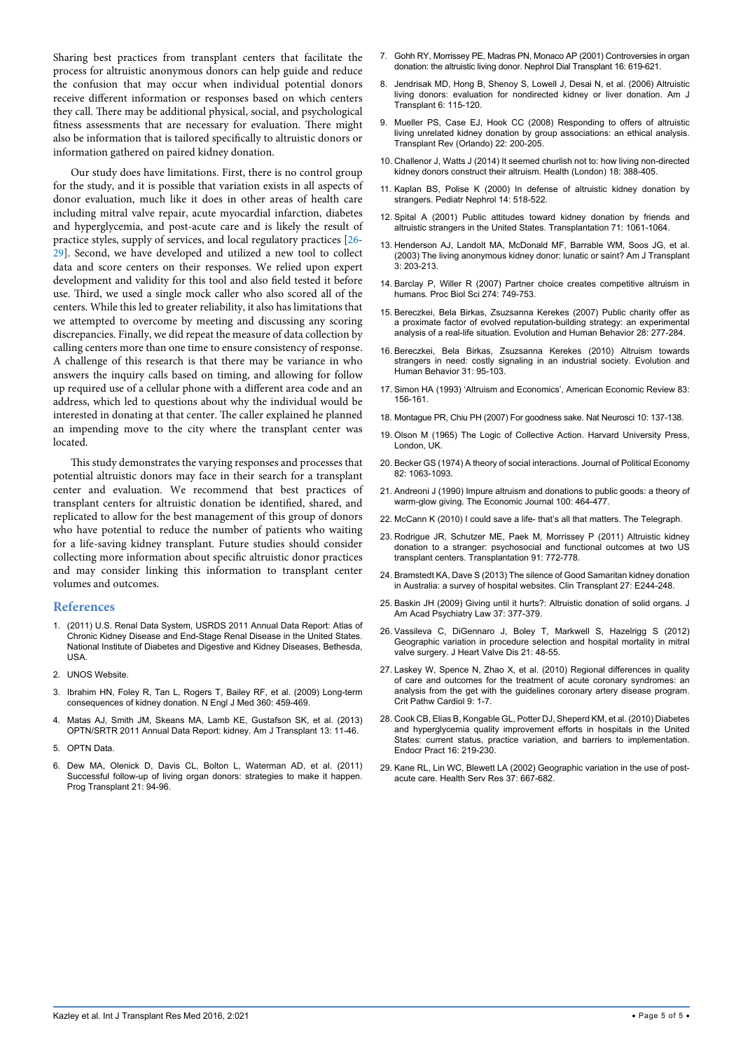Sharing best practices from transplant centers that facilitate the process for altruistic anonymous donors can help guide and reduce the confusion that may occur when individual potential donors receive different information or responses based on which centers they call. There may be additional physical, social, and psychological fitness assessments that are necessary for evaluation. There might also be information that is tailored specifically to altruistic donors or information gathered on paired kidney donation.

Our study does have limitations. First, there is no control group for the study, and it is possible that variation exists in all aspects of donor evaluation, much like it does in other areas of health care including mitral valve repair, acute myocardial infarction, diabetes and hyperglycemia, and post-acute care and is likely the result of practice styles, supply of services, and local regulatory practices [26-29]. Second, we have developed and utilized a new tool to collect data and score centers on their responses. We relied upon expert development and validity for this tool and also field tested it before use. Third, we used a single mock caller who also scored all of the centers. While this led to greater reliability, it also has limitations that we attempted to overcome by meeting and discussing any scoring discrepancies. Finally, we did repeat the measure of data collection by calling centers more than one time to ensure consistency of response. A challenge of this research is that there may be variance in who answers the inquiry calls based on timing, and allowing for follow up required use of a cellular phone with a different area code and an address, which led to questions about why the individual would be interested in donating at that center. The caller explained he planned an impending move to the city where the transplant center was located.

This study demonstrates the varying responses and processes that potential altruistic donors may face in their search for a transplant center and evaluation. We recommend that best practices of transplant centers for altruistic donation be identified, shared, and replicated to allow for the best management of this group of donors who have potential to reduce the number of patients who waiting for a life-saving kidney transplant. Future studies should consider collecting more information about specific altruistic donor practices and may consider linking this information to transplant center volumes and outcomes.

## References

1. (2011) U.S. Renal Data System, USRDS 2011 Annual Data Report: Atlas of Chronic Kidney Disease and End-Stage Renal Disease in the United States. National Institute of Diabetes and Digestive and Kidney Diseases, Bethesda, USA.
2. UNOS Website.
3. Ibrahim HN, Foley R, Tan L, Rogers T, Bailey RF, et al. (2009) Long-term consequences of kidney donation. N Engl J Med 360: 459-469.
4. Matas AJ, Smith JM, Skeans MA, Lamb KE, Gustafson SK, et al. (2013) OPTN/SRTR 2011 Annual Data Report: kidney. Am J Transplant 13: 11-46.
5. OPTN Data.
6. Dew MA, Olenick D, Davis CL, Bolton L, Waterman AD, et al. (2011) Successful follow-up of living organ donors: strategies to make it happen. Prog Transplant 21: 94-96.
7. Gohh RY, Morrissey PE, Madras PN, Monaco AP (2001) Controversies in organ donation: the altruistic living donor. Nephrol Dial Transplant 16: 619-621.
8. Jendrisak MD, Hong B, Shenoy S, Lowell J, Desai N, et al. (2006) Altruistic living donors: evaluation for nondirected kidney or liver donation. Am J Transplant 6: 115-120.
9. Mueller PS, Case EJ, Hook CC (2008) Responding to offers of altruistic living unrelated kidney donation by group associations: an ethical analysis. Transplant Rev (Orlando) 22: 200-205.
10. Challenor J, Watts J (2014) It seemed churlish not to: how living non-directed kidney donors construct their altruism. Health (London) 18: 388-405.
11. Kaplan BS, Polise K (2000) In defense of altruistic kidney donation by strangers. Pediatr Nephrol 14: 518-522.
12. Spital A (2001) Public attitudes toward kidney donation by friends and altruistic strangers in the United States. Transplantation 71: 1061-1064.
13. Henderson AJ, Landolt MA, McDonald MF, Barrable WM, Soos JG, et al. (2003) The living anonymous kidney donor: lunatic or saint? Am J Transplant 3: 203-213.
14. Barclay P, Willer R (2007) Partner choice creates competitive altruism in humans. Proc Biol Sci 274: 749-753.
15. Bereczkei, Bela Birkas, Zsuzsanna Kerekes (2007) Public charity offer as a proximate factor of evolved reputation-building strategy: an experimental analysis of a real-life situation. Evolution and Human Behavior 28: 277-284.
16. Bereczkei, Bela Birkas, Zsuzsanna Kerekes (2010) Altruism towards strangers in need: costly signaling in an industrial society. Evolution and Human Behavior 31: 95-103.
17. Simon HA (1993) 'Altruism and Economics', American Economic Review 83: 156-161.
18. Montague PR, Chiu PH (2007) For goodness sake. Nat Neurosci 10: 137-138.
19. Olson M (1965) The Logic of Collective Action. Harvard University Press, London, UK.
20. Becker GS (1974) A theory of social interactions. Journal of Political Economy 82: 1063-1093.
21. Andreoni J (1990) Impure altruism and donations to public goods: a theory of warm-glow giving. The Economic Journal 100: 464-477.
22. McCann K (2010) I could save a life- that's all that matters. The Telegraph.
23. Rodrigue JR, Schutzer ME, Paek M, Morrissey P (2011) Altruistic kidney donation to a stranger: psychosocial and functional outcomes at two US transplant centers. Transplantation 91: 772-778.
24. Bramstedt KA, Dave S (2013) The silence of Good Samaritan kidney donation in Australia: a survey of hospital websites. Clin Transplant 27: E244-248.
25. Baskin JH (2009) Giving until it hurts?: Altruistic donation of solid organs. J Am Acad Psychiatry Law 37: 377-379.
26. Vassileva C, DiGennaro J, Boley T, Markwell S, Hazelrigg S (2012) Geographic variation in procedure selection and hospital mortality in mitral valve surgery. J Heart Valve Dis 21: 48-55.
27. Laskey W, Spence N, Zhao X, et al. (2010) Regional differences in quality of care and outcomes for the treatment of acute coronary syndromes: an analysis from the get with the guidelines coronary artery disease program. Crit Pathw Cardiol 9: 1-7.
28. Cook CB, Elias B, Kongable GL, Potter DJ, Sheperd KM, et al. (2010) Diabetes and hyperglycemia quality improvement efforts in hospitals in the United States: current status, practice variation, and barriers to implementation. Endocr Pract 16: 219-230.
29. Kane RL, Lin WC, Blewett LA (2002) Geographic variation in the use of post-acute care. Health Serv Res 37: 667-682.